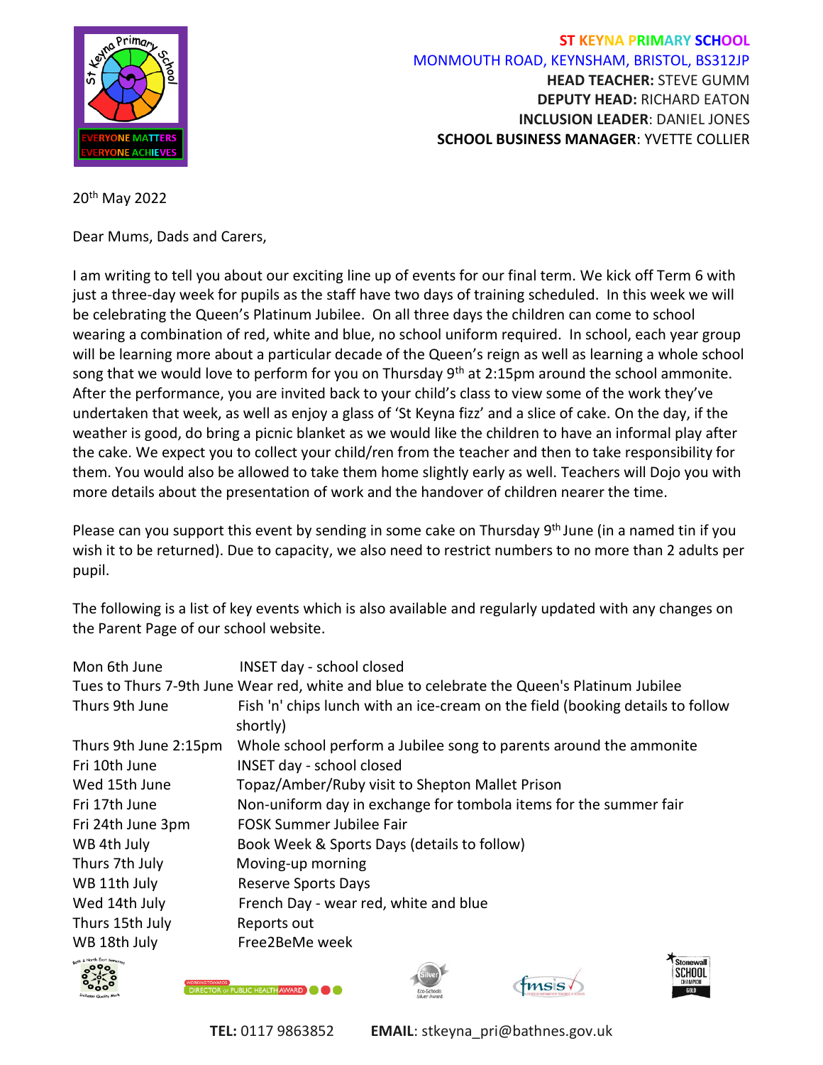**ST KEYNA PRIMARY SCHOOL**
MONMOUTH ROAD, KEYNSHAM, BRISTOL, BS312JP
**HEAD TEACHER:** STEVE GUMM
**DEPUTY HEAD:** RICHARD EATON
**INCLUSION LEADER**: DANIEL JONES
**SCHOOL BUSINESS MANAGER**: YVETTE COLLIER

20th May 2022

Dear Mums, Dads and Carers,

I am writing to tell you about our exciting line up of events for our final term. We kick off Term 6 with just a three-day week for pupils as the staff have two days of training scheduled. In this week we will be celebrating the Queen's Platinum Jubilee. On all three days the children can come to school wearing a combination of red, white and blue, no school uniform required. In school, each year group will be learning more about a particular decade of the Queen's reign as well as learning a whole school song that we would love to perform for you on Thursday 9th at 2:15pm around the school ammonite. After the performance, you are invited back to your child's class to view some of the work they've undertaken that week, as well as enjoy a glass of 'St Keyna fizz' and a slice of cake. On the day, if the weather is good, do bring a picnic blanket as we would like the children to have an informal play after the cake. We expect you to collect your child/ren from the teacher and then to take responsibility for them. You would also be allowed to take them home slightly early as well. Teachers will Dojo you with more details about the presentation of work and the handover of children nearer the time.

Please can you support this event by sending in some cake on Thursday 9th June (in a named tin if you wish it to be returned). Due to capacity, we also need to restrict numbers to no more than 2 adults per pupil.

The following is a list of key events which is also available and regularly updated with any changes on the Parent Page of our school website.

| | |
|---|---|
| Mon 6th June | INSET day - school closed |
| Tues to Thurs 7-9th June | Wear red, white and blue to celebrate the Queen's Platinum Jubilee |
| Thurs 9th June | Fish 'n' chips lunch with an ice-cream on the field (booking details to follow shortly) |
| Thurs 9th June 2:15pm | Whole school perform a Jubilee song to parents around the ammonite |
| Fri 10th June | INSET day - school closed |
| Wed 15th June | Topaz/Amber/Ruby visit to Shepton Mallet Prison |
| Fri 17th June | Non-uniform day in exchange for tombola items for the summer fair |
| Fri 24th June 3pm | FOSK Summer Jubilee Fair |
| WB 4th July | Book Week & Sports Days (details to follow) |
| Thurs 7th July | Moving-up morning |
| WB 11th July | Reserve Sports Days |
| Wed 14th July | French Day - wear red, white and blue |
| Thurs 15th July | Reports out |
| WB 18th July | Free2BeMe week |

**TEL:** 0117 9863852 **EMAIL**: stkeyna_pri@bathnes.gov.uk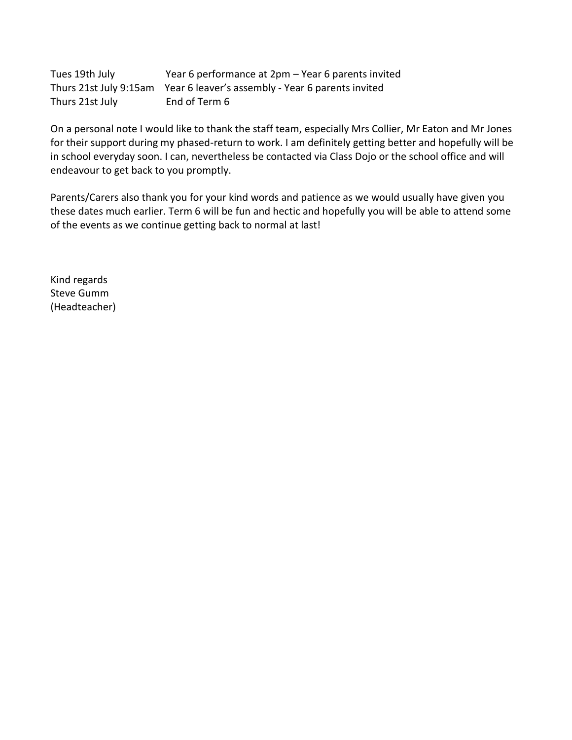| | |
|---|---|
| Tues 19th July | Year 6 performance at 2pm – Year 6 parents invited |
| Thurs 21st July 9:15am | Year 6 leaver's assembly - Year 6 parents invited |
| Thurs 21st July | End of Term 6 |

On a personal note I would like to thank the staff team, especially Mrs Collier, Mr Eaton and Mr Jones for their support during my phased-return to work. I am definitely getting better and hopefully will be in school everyday soon. I can, nevertheless be contacted via Class Dojo or the school office and will endeavour to get back to you promptly.

Parents/Carers also thank you for your kind words and patience as we would usually have given you these dates much earlier. Term 6 will be fun and hectic and hopefully you will be able to attend some of the events as we continue getting back to normal at last!

Kind regards
Steve Gumm
(Headteacher)